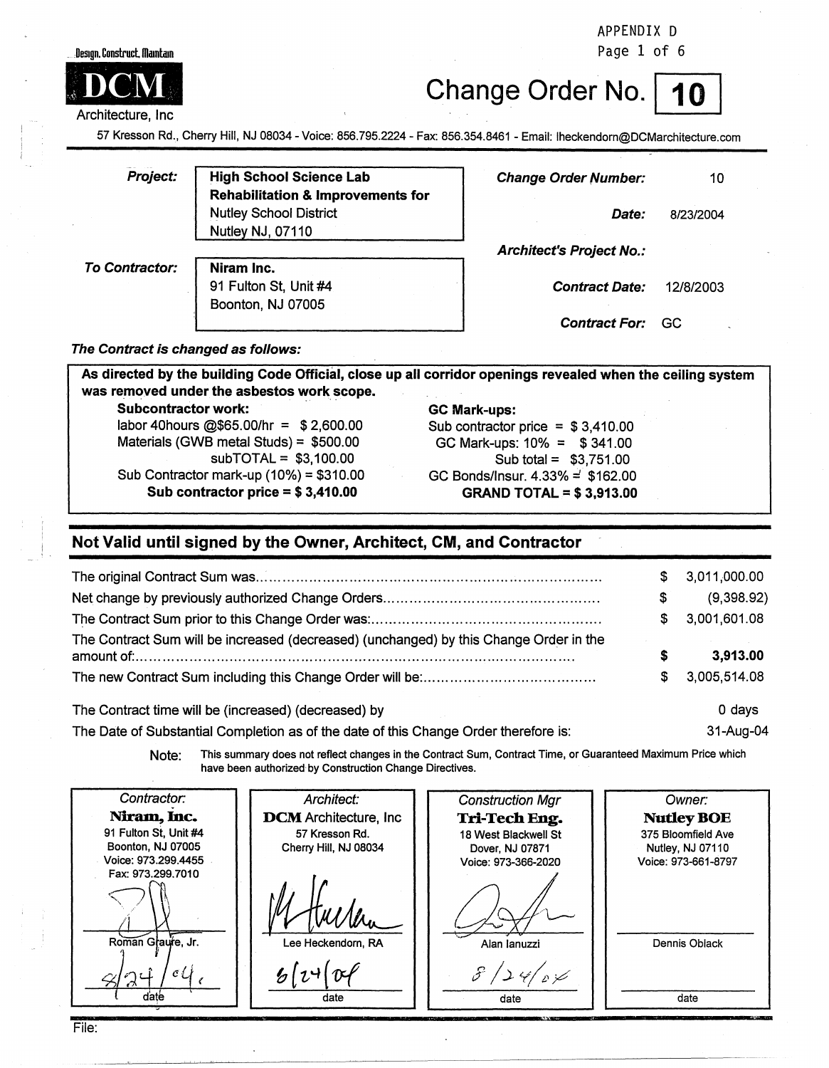APPENDIX D

Design, Construct, Maintain

**DCM** Architecture, Inc

57 Kresson Rd., Cherry Hill, NJ 08034 - Voice: 856.795.2224 - Fax: 856.354.8461 - Email: lheckendorn@DCMarchitecture.com

# Change Order No. 10

| | | | |
|---|---|---|---|
| ***Project:*** | **High School Science Lab Rehabilitation & Improvements for** Nutley School District Nutley NJ, 07110 | ***Change Order Number:*** | 10 |
| | | ***Date:*** | 8/23/2004 |
| | | ***Architect's Project No.:*** | |
| ***To Contractor:*** | **Niram Inc.** 91 Fulton St, Unit #4 Boonton, NJ 07005 | ***Contract Date:*** | 12/8/2003 |
| | | ***Contract For:*** | GC |

***The Contract is changed as follows:***

**As directed by the building Code Official, close up all corridor openings revealed when the ceiling system was removed under the asbestos work scope.**

**Subcontractor work:**

labor 40hours @$65.00/hr = $ 2,600.00
Materials (GWB metal Studs) = $500.00
subTOTAL = $3,100.00
Sub Contractor mark-up (10%) = $310.00
**Sub contractor price = $ 3,410.00**

**GC Mark-ups:**

Sub contractor price = $ 3,410.00
GC Mark-ups: 10% = $ 341.00
Sub total = $3,751.00
GC Bonds/Insur. 4.33% = $162.00
**GRAND TOTAL = $ 3,913.00**

## Not Valid until signed by the Owner, Architect, CM, and Contractor

| | | |
|---|---|---|
| The original Contract Sum was | $ | 3,011,000.00 |
| Net change by previously authorized Change Orders | $ | (9,398.92) |
| The Contract Sum prior to this Change Order was: | $ | 3,001,601.08 |
| The Contract Sum will be increased (decreased) (unchanged) by this Change Order in the amount of: | **$** | **3,913.00** |
| The new Contract Sum including this Change Order will be: | $ | 3,005,514.08 |

The Contract time will be (increased) (decreased) by 0 days

The Date of Substantial Completion as of the date of this Change Order therefore is: 31-Aug-04

Note: This summary does not reflect changes in the Contract Sum, Contract Time, or Guaranteed Maximum Price which have been authorized by Construction Change Directives.

| *Contractor:* | *Architect:* | *Construction Mgr* | *Owner:* |
|---|---|---|---|
| **Niram, Inc.** | **DCM** Architecture, Inc | **Tri-Tech Eng.** | **Nutley BOE** |
| 91 Fulton St, Unit #4 Boonton, NJ 07005 Voice: 973.299.4455 Fax: 973.299.7010 | 57 Kresson Rd. Cherry Hill, NJ 08034 | 18 West Blackwell St Dover, NJ 07871 Voice: 973-366-2020 | 375 Bloomfield Ave Nutley, NJ 07110 Voice: 973-661-8797 |
| Roman Graufe, Jr. | Lee Heckendorn, RA | Alan Ianuzzi | Dennis Oblack |
| 8/24/04 | 8/24/04 | 8/24/04 | |
| date | date | date | date |

File: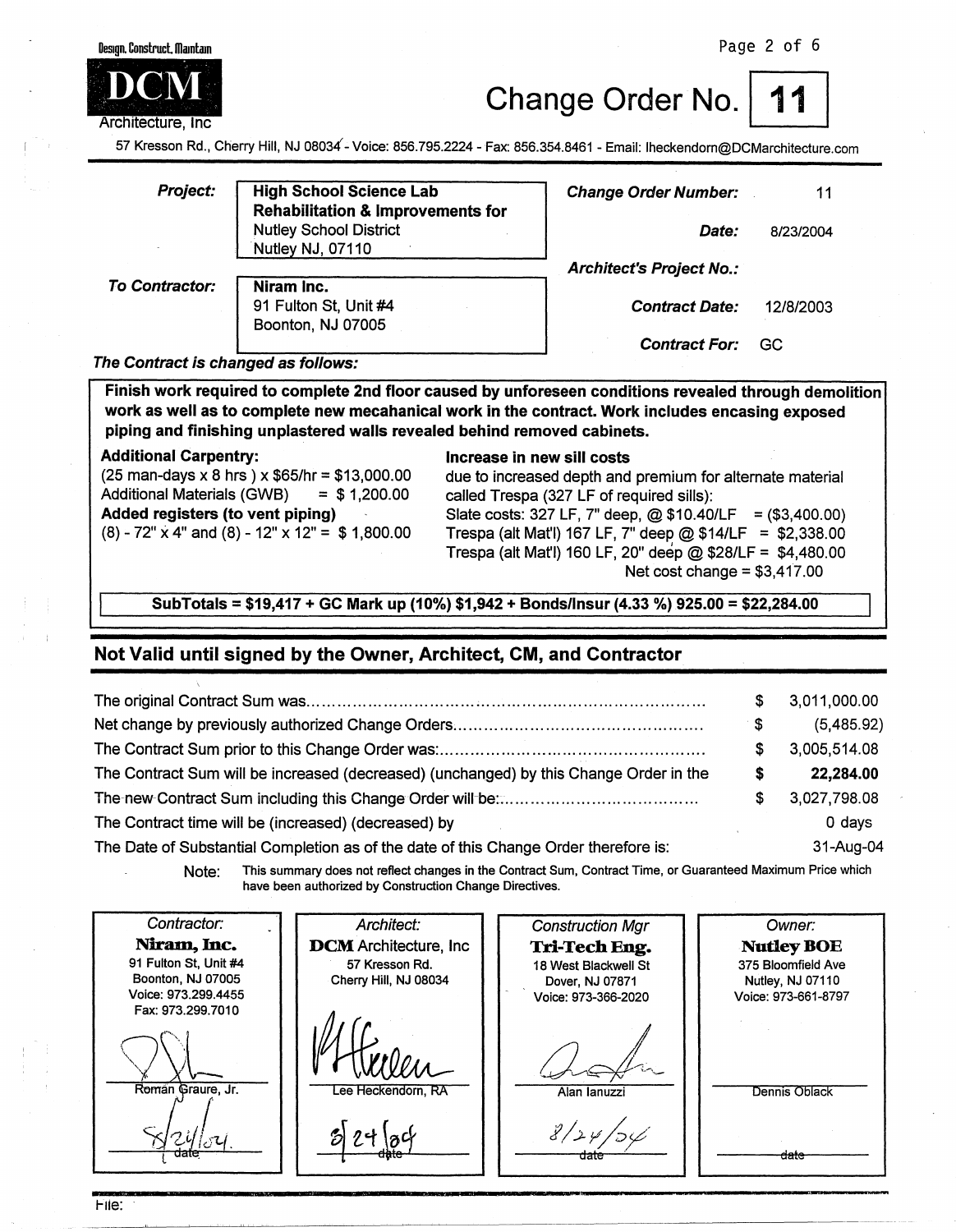Design. Construct. Maintain

**DCM**
Architecture, Inc

# Change Order No. 11

57 Kresson Rd., Cherry Hill, NJ 08034 - Voice: 856.795.2224 - Fax: 856.354.8461 - Email: lheckendorn@DCMarchitecture.com

| | | | |
|---|---|---|---|
| ***Project:*** | **High School Science Lab Rehabilitation & Improvements for** Nutley School District Nutley NJ, 07110 | ***Change Order Number:*** | 11 |
| | | ***Date:*** | 8/23/2004 |
| | | ***Architect's Project No.:*** | |
| ***To Contractor:*** | **Niram Inc.** 91 Fulton St, Unit #4 Boonton, NJ 07005 | ***Contract Date:*** | 12/8/2003 |
| | | ***Contract For:*** | GC |

***The Contract is changed as follows:***

**Finish work required to complete 2nd floor caused by unforeseen conditions revealed through demolition work as well as to complete new mecahanical work in the contract. Work includes encasing exposed piping and finishing unplastered walls revealed behind removed cabinets.**

**Additional Carpentry:**
(25 man-days x 8 hrs ) x $65/hr = $13,000.00
Additional Materials (GWB) = $ 1,200.00
**Added registers (to vent piping)**
(8) - 72" x 4" and (8) - 12" x 12" = $ 1,800.00

**Increase in new sill costs**
due to increased depth and premium for alternate material called Trespa (327 LF of required sills):
Slate costs: 327 LF, 7" deep, @ $10.40/LF = ($3,400.00)
Trespa (alt Mat'l) 167 LF, 7" deep @ $14/LF = $2,338.00
Trespa (alt Mat'l) 160 LF, 20" deep @ $28/LF = $4,480.00
Net cost change = $3,417.00

**SubTotals = $19,417 + GC Mark up (10%) $1,942 + Bonds/Insur (4.33 %) 925.00 = $22,284.00**

## Not Valid until signed by the Owner, Architect, CM, and Contractor

| | | |
|---|---|---|
| The original Contract Sum was | $ | 3,011,000.00 |
| Net change by previously authorized Change Orders | $ | (5,485.92) |
| The Contract Sum prior to this Change Order was: | $ | 3,005,514.08 |
| The Contract Sum will be increased (decreased) (unchanged) by this Change Order in the | **$** | **22,284.00** |
| The new Contract Sum including this Change Order will be: | $ | 3,027,798.08 |
| The Contract time will be (increased) (decreased) by | | 0 days |
| The Date of Substantial Completion as of the date of this Change Order therefore is: | | 31-Aug-04 |

Note: This summary does not reflect changes in the Contract Sum, Contract Time, or Guaranteed Maximum Price which have been authorized by Construction Change Directives.

| Contractor: | Architect: | Construction Mgr | Owner: |
|---|---|---|---|
| **Niram, Inc.** 91 Fulton St, Unit #4 Boonton, NJ 07005 Voice: 973.299.4455 Fax: 973.299.7010 | **DCM** Architecture, Inc 57 Kresson Rd. Cherry Hill, NJ 08034 | **Tri-Tech Eng.** 18 West Blackwell St Dover, NJ 07871 Voice: 973-366-2020 | **Nutley BOE** 375 Bloomfield Ave Nutley, NJ 07110 Voice: 973-661-8797 |
| Roman Graure, Jr. | Lee Heckendorn, RA | Alan Ianuzzi | Dennis Oblack |
| 8/24/04 date | 8/24/04 date | 8/24/04 date | date |

File: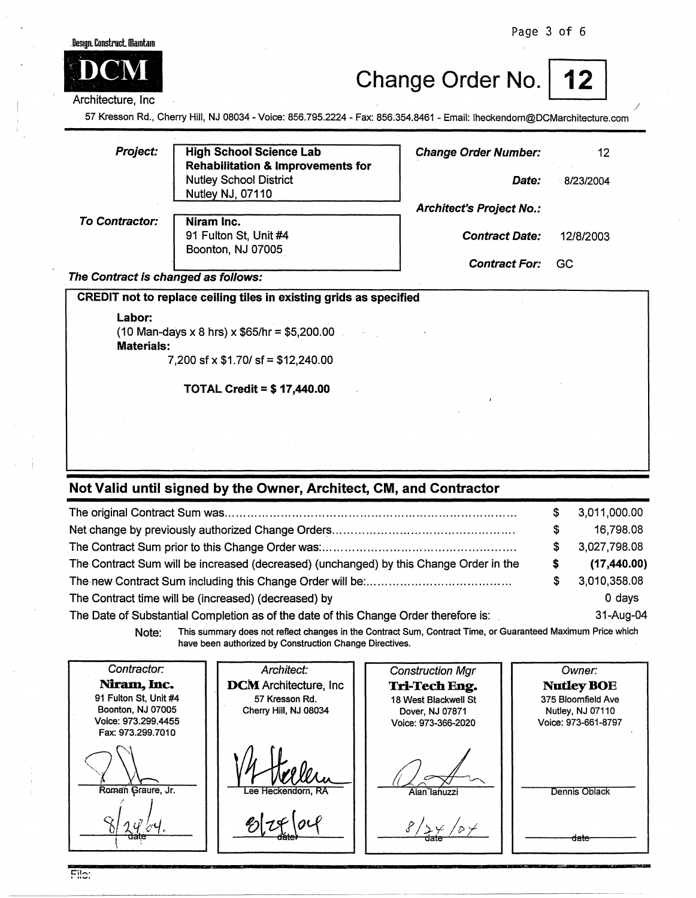Design. Construct. Maintain

**DCM**

Architecture, Inc

# Change Order No. 12

57 Kresson Rd., Cherry Hill, NJ 08034 - Voice: 856.795.2224 - Fax: 856.354.8461 - Email: lheckendorn@DCMarchitecture.com

| | | | |
|---|---|---|---|
| ***Project:*** | **High School Science Lab Rehabilitation & Improvements for** Nutley School District Nutley NJ, 07110 | ***Change Order Number:*** | 12 |
| | | ***Date:*** | 8/23/2004 |
| | | ***Architect's Project No.:*** | |
| ***To Contractor:*** | **Niram Inc.** 91 Fulton St, Unit #4 Boonton, NJ 07005 | ***Contract Date:*** | 12/8/2003 |
| | | ***Contract For:*** | GC |

***The Contract is changed as follows:***

**CREDIT not to replace ceiling tiles in existing grids as specified**

**Labor:**
(10 Man-days x 8 hrs) x $65/hr = $5,200.00
**Materials:**
7,200 sf x $1.70/ sf = $12,240.00

**TOTAL Credit = $ 17,440.00**

## Not Valid until signed by the Owner, Architect, CM, and Contractor

| | |
|---|---|
| The original Contract Sum was.......... | $ 3,011,000.00 |
| Net change by previously authorized Change Orders.......... | $ 16,798.08 |
| The Contract Sum prior to this Change Order was:.......... | $ 3,027,798.08 |
| The Contract Sum will be increased (decreased) (unchanged) by this Change Order in the | **$ (17,440.00)** |
| The new Contract Sum including this Change Order will be:.......... | $ 3,010,358.08 |
| The Contract time will be (increased) (decreased) by | 0 days |
| The Date of Substantial Completion as of the date of this Change Order therefore is: | 31-Aug-04 |

Note: This summary does not reflect changes in the Contract Sum, Contract Time, or Guaranteed Maximum Price which have been authorized by Construction Change Directives.

| *Contractor:* | *Architect:* | *Construction Mgr* | *Owner:* |
|---|---|---|---|
| **Niram, Inc.** 91 Fulton St, Unit #4 Boonton, NJ 07005 Voice: 973.299.4455 Fax: 973.299.7010 | **DCM** Architecture, Inc 57 Kresson Rd. Cherry Hill, NJ 08034 | **Tri-Tech Eng.** 18 West Blackwell St Dover, NJ 07871 Voice: 973-366-2020 | **Nutley BOE** 375 Bloomfield Ave Nutley, NJ 07110 Voice: 973-661-8797 |
| Roman Graure, Jr. | Lee Heckendorn, RA | Alan Iannuzzi | Dennis Oblack |
| 8/24/04 date | 8/24/04 date | 8/24/04 date | date |

File: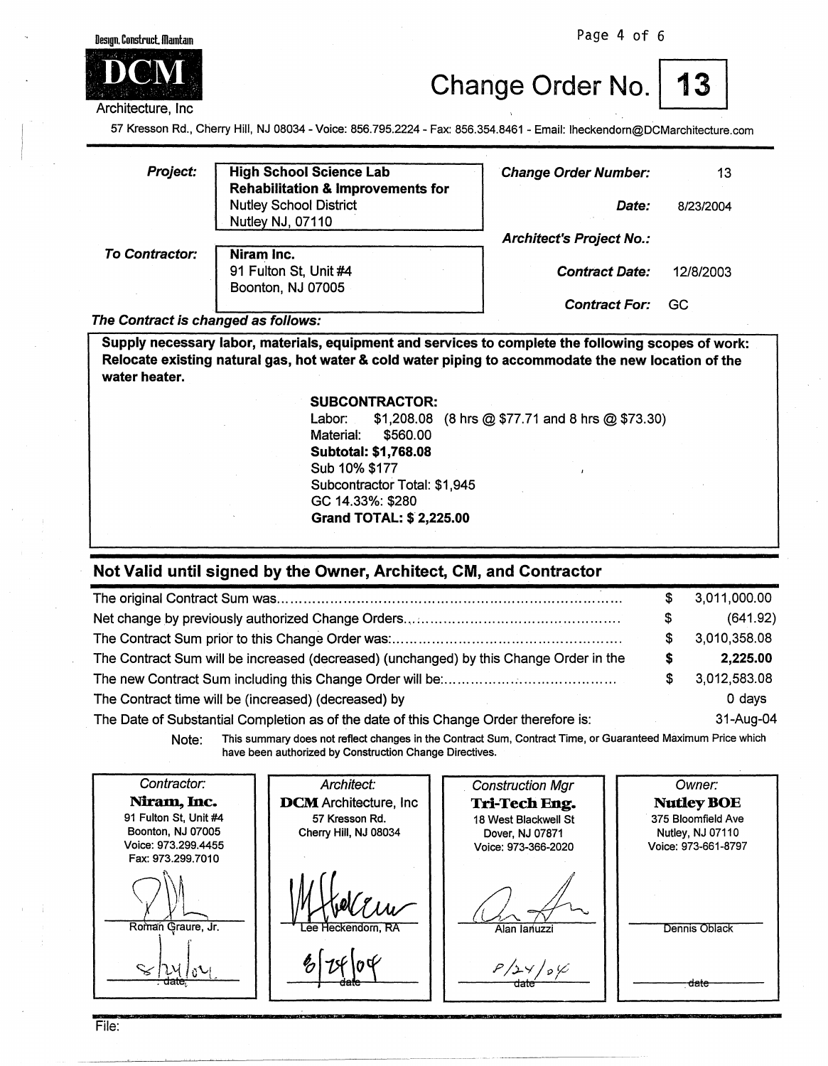Design. Construct. Maintain

**DCM**

Architecture, Inc

# Change Order No. 13

57 Kresson Rd., Cherry Hill, NJ 08034 - Voice: 856.795.2224 - Fax: 856.354.8461 - Email: lheckendorn@DCMarchitecture.com

| | | | |
|---|---|---|---|
| ***Project:*** | **High School Science Lab Rehabilitation & Improvements for** Nutley School District Nutley NJ, 07110 | ***Change Order Number:*** | 13 |
| | | ***Date:*** | 8/23/2004 |
| | | ***Architect's Project No.:*** | |
| ***To Contractor:*** | **Niram Inc.** 91 Fulton St, Unit #4 Boonton, NJ 07005 | ***Contract Date:*** | 12/8/2003 |
| | | ***Contract For:*** | GC |

***The Contract is changed as follows:***

**Supply necessary labor, materials, equipment and services to complete the following scopes of work: Relocate existing natural gas, hot water & cold water piping to accommodate the new location of the water heater.**

**SUBCONTRACTOR:**
Labor: $1,208.08 (8 hrs @ $77.71 and 8 hrs @ $73.30)
Material: $560.00
**Subtotal: $1,768.08**
Sub 10% $177
Subcontractor Total: $1,945
GC 14.33%: $280
**Grand TOTAL: $ 2,225.00**

## Not Valid until signed by the Owner, Architect, CM, and Contractor

| | | |
|---|---|---|
| The original Contract Sum was | $ | 3,011,000.00 |
| Net change by previously authorized Change Orders | $ | (641.92) |
| The Contract Sum prior to this Change Order was: | $ | 3,010,358.08 |
| The Contract Sum will be increased (decreased) (unchanged) by this Change Order in the | **$** | **2,225.00** |
| The new Contract Sum including this Change Order will be: | $ | 3,012,583.08 |
| The Contract time will be (increased) (decreased) by | | 0 days |
| The Date of Substantial Completion as of the date of this Change Order therefore is: | | 31-Aug-04 |

Note: This summary does not reflect changes in the Contract Sum, Contract Time, or Guaranteed Maximum Price which have been authorized by Construction Change Directives.

| *Contractor:* | *Architect:* | *Construction Mgr* | *Owner:* |
|---|---|---|---|
| **Niram, Inc.** 91 Fulton St, Unit #4 Boonton, NJ 07005 Voice: 973.299.4455 Fax: 973.299.7010 | **DCM** Architecture, Inc 57 Kresson Rd. Cherry Hill, NJ 08034 | **Tri-Tech Eng.** 18 West Blackwell St Dover, NJ 07871 Voice: 973-366-2020 | **Nutley BOE** 375 Bloomfield Ave Nutley, NJ 07110 Voice: 973-661-8797 |
| Roman Graure, Jr. | Lee Heckendorn, RA | Alan Ianuzzi | Dennis Oblack |
| 8/24/04 date | 8/24/04 date | 8/24/04 date | date |

File: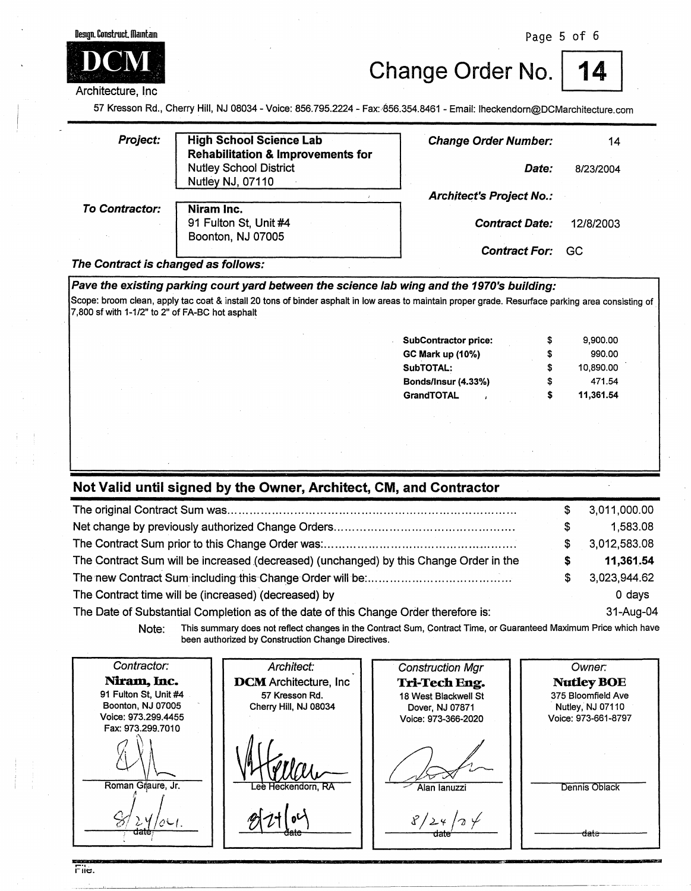Design. Construct. Maintain

**DCM**

Architecture, Inc

# Change Order No. 14

57 Kresson Rd., Cherry Hill, NJ 08034 - Voice: 856.795.2224 - Fax: 856.354.8461 - Email: lheckendorn@DCMarchitecture.com

| | | | |
|---|---|---|---|
| ***Project:*** | **High School Science Lab Rehabilitation & Improvements for** Nutley School District Nutley NJ, 07110 | ***Change Order Number:*** | 14 |
| | | ***Date:*** | 8/23/2004 |
| | | ***Architect's Project No.:*** | |
| ***To Contractor:*** | **Niram Inc.** 91 Fulton St, Unit #4 Boonton, NJ 07005 | ***Contract Date:*** | 12/8/2003 |
| | | ***Contract For:*** | GC |

***The Contract is changed as follows:***

***Pave the existing parking court yard between the science lab wing and the 1970's building:***

Scope: broom clean, apply tac coat & install 20 tons of binder asphalt in low areas to maintain proper grade. Resurface parking area consisting of 7,800 sf with 1-1/2" to 2" of FA-BC hot asphalt

| | | |
|---|---|---|
| **SubContractor price:** | $ | 9,900.00 |
| **GC Mark up (10%)** | $ | 990.00 |
| **SubTOTAL:** | $ | 10,890.00 |
| **Bonds/Insur (4.33%)** | $ | 471.54 |
| **GrandTOTAL** | $ | **11,361.54** |

## Not Valid until signed by the Owner, Architect, CM, and Contractor

| | | |
|---|---|---|
| The original Contract Sum was.... | $ | 3,011,000.00 |
| Net change by previously authorized Change Orders.... | $ | 1,583.08 |
| The Contract Sum prior to this Change Order was:.... | $ | 3,012,583.08 |
| The Contract Sum will be increased (decreased) (unchanged) by this Change Order in the | **$** | **11,361.54** |
| The new Contract Sum including this Change Order will be:.... | $ | 3,023,944.62 |
| The Contract time will be (increased) (decreased) by | | 0 days |
| The Date of Substantial Completion as of the date of this Change Order therefore is: | | 31-Aug-04 |

Note: This summary does not reflect changes in the Contract Sum, Contract Time, or Guaranteed Maximum Price which have been authorized by Construction Change Directives.

| *Contractor:* | *Architect:* | *Construction Mgr* | *Owner:* |
|---|---|---|---|
| **Niram, Inc.** 91 Fulton St, Unit #4 Boonton, NJ 07005 Voice: 973.299.4455 Fax: 973.299.7010 | **DCM** Architecture, Inc 57 Kresson Rd. Cherry Hill, NJ 08034 | **Tri-Tech Eng.** 18 West Blackwell St Dover, NJ 07871 Voice: 973-366-2020 | **Nutley BOE** 375 Bloomfield Ave Nutley, NJ 07110 Voice: 973-661-8797 |
| Roman Graure, Jr. | Lee Heckendorn, RA | Alan Ianuzzi | Dennis Oblack |
| 8/24/04 date | 8/24/04 date | 8/24/04 date | date |

File.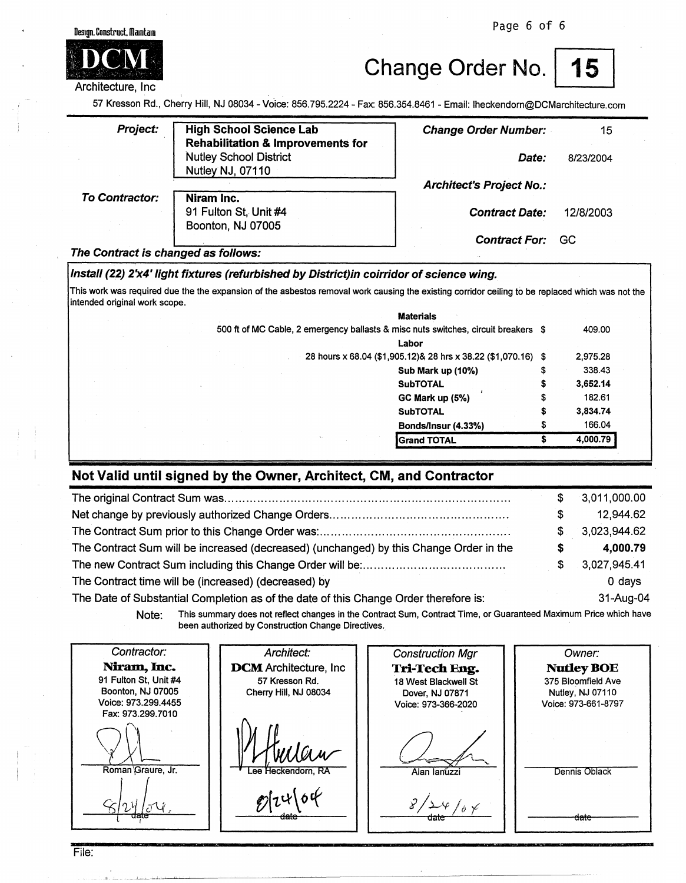Design. Construct. Maintain

**DCM** Architecture, Inc

# Change Order No. 15

57 Kresson Rd., Cherry Hill, NJ 08034 - Voice: 856.795.2224 - Fax: 856.354.8461 - Email: lheckendorn@DCMarchitecture.com

| | | | |
|---|---|---|---|
| ***Project:*** | **High School Science Lab Rehabilitation & Improvements for** Nutley School District Nutley NJ, 07110 | ***Change Order Number:*** | 15 |
| | | ***Date:*** | 8/23/2004 |
| | | ***Architect's Project No.:*** | |
| ***To Contractor:*** | **Niram Inc.** 91 Fulton St, Unit #4 Boonton, NJ 07005 | ***Contract Date:*** | 12/8/2003 |
| | | ***Contract For:*** | GC |

***The Contract is changed as follows:***

***Install (22) 2'x4' light fixtures (refurbished by District)in coirridor of science wing.***

This work was required due the the expansion of the asbestos removal work causing the existing corridor ceiling to be replaced which was not the intended original work scope.

| | | |
|---|---|---|
| **Materials** | | |
| 500 ft of MC Cable, 2 emergency ballasts & misc nuts switches, circuit breakers | $ | 409.00 |
| **Labor** | | |
| 28 hours x 68.04 ($1,905.12)& 28 hrs x 38.22 ($1,070.16) | $ | 2,975.28 |
| **Sub Mark up (10%)** | $ | 338.43 |
| **SubTOTAL** | $ | **3,652.14** |
| **GC Mark up (5%)** | $ | 182.61 |
| **SubTOTAL** | $ | **3,834.74** |
| **Bonds/Insur (4.33%)** | $ | 166.04 |
| **Grand TOTAL** | $ | **4,000.79** |

## Not Valid until signed by the Owner, Architect, CM, and Contractor

| | | |
|---|---|---|
| The original Contract Sum was | $ | 3,011,000.00 |
| Net change by previously authorized Change Orders | $ | 12,944.62 |
| The Contract Sum prior to this Change Order was: | $ | 3,023,944.62 |
| The Contract Sum will be increased (decreased) (unchanged) by this Change Order in the | **$** | **4,000.79** |
| The new Contract Sum including this Change Order will be: | $ | 3,027,945.41 |
| The Contract time will be (increased) (decreased) by | | 0 days |
| The Date of Substantial Completion as of the date of this Change Order therefore is: | | 31-Aug-04 |

Note: This summary does not reflect changes in the Contract Sum, Contract Time, or Guaranteed Maximum Price which have been authorized by Construction Change Directives.

| *Contractor:* | *Architect:* | *Construction Mgr* | *Owner:* |
|---|---|---|---|
| **Niram, Inc.** 91 Fulton St, Unit #4 Boonton, NJ 07005 Voice: 973.299.4455 Fax: 973.299.7010 | **DCM** Architecture, Inc 57 Kresson Rd. Cherry Hill, NJ 08034 | **Tri-Tech Eng.** 18 West Blackwell St Dover, NJ 07871 Voice: 973-366-2020 | **Nutley BOE** 375 Bloomfield Ave Nutley, NJ 07110 Voice: 973-661-8797 |
| Roman Graure, Jr. | Lee Heckendorn, RA | Alan Ianuzzi | Dennis Oblack |
| 8/24/04 date | 8/24/04 date | 8/24/04 date | date |

File: